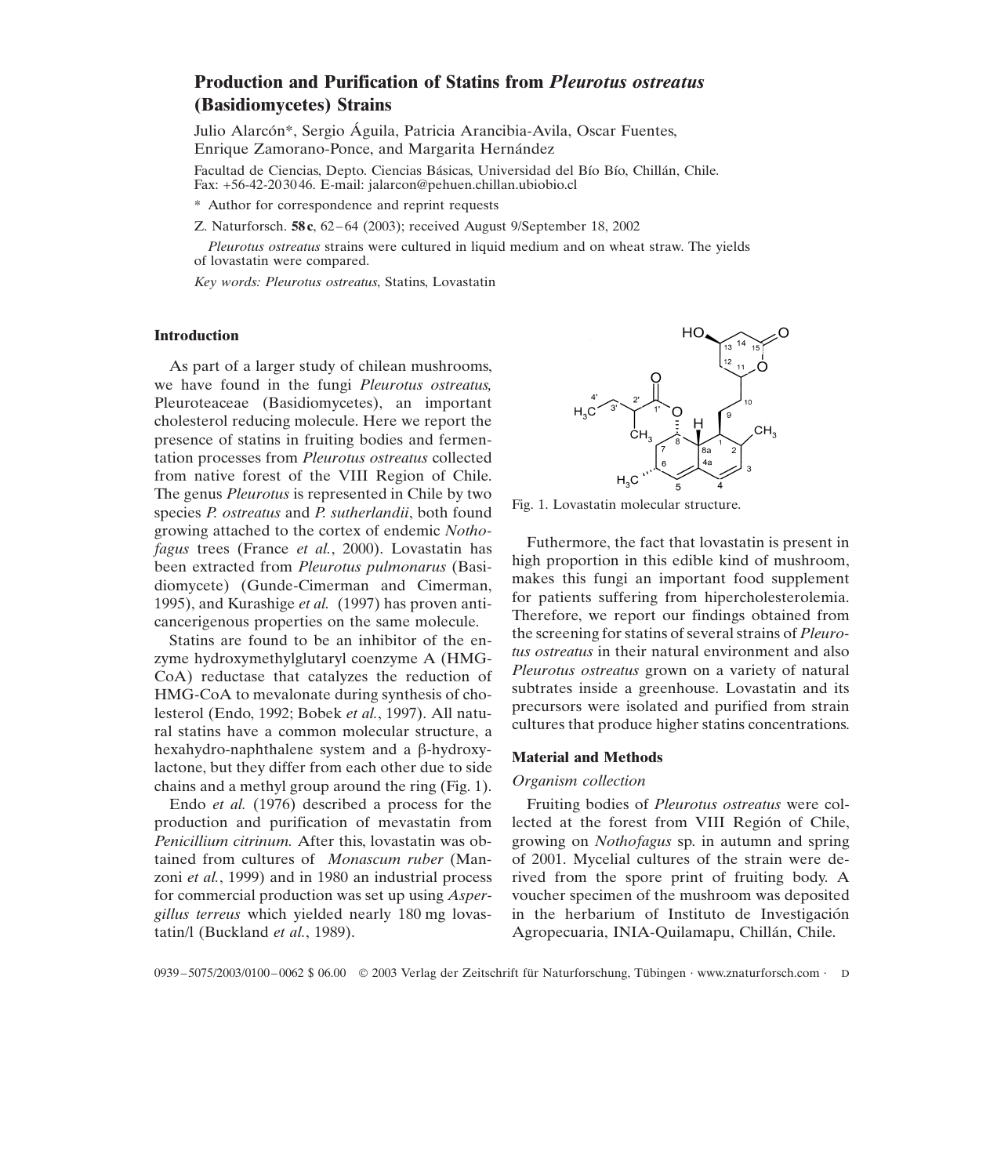# Production and Purification of Statins from *Pleurotus ostreatus* (Basidiomycetes) Strains

Julio Alarcón*, Sergio Águila, Patricia Arancibia-Avila, Oscar Fuentes, Enrique Zamorano-Ponce, and Margarita Hernández

Facultad de Ciencias, Depto. Ciencias Básicas, Universidad del Bío Bío, Chillán, Chile. Fax: +56-42-203046. E-mail: jalarcon@pehuen.chillan.ubiobio.cl

\* Author for correspondence and reprint requests

Z. Naturforsch. **58c**, 62–64 (2003); received August 9/September 18, 2002

*Pleurotus ostreatus* strains were cultured in liquid medium and on wheat straw. The yields of lovastatin were compared.

*Key words: Pleurotus ostreatus*, Statins, Lovastatin

## Introduction

As part of a larger study of chilean mushrooms, we have found in the fungi *Pleurotus ostreatus,* Pleuroteaceae (Basidiomycetes), an important cholesterol reducing molecule. Here we report the presence of statins in fruiting bodies and fermentation processes from *Pleurotus ostreatus* collected from native forest of the VIII Region of Chile. The genus *Pleurotus* is represented in Chile by two species *P. ostreatus* and *P. sutherlandii*, both found growing attached to the cortex of endemic *Nothofagus* trees (France *et al.*, 2000). Lovastatin has been extracted from *Pleurotus pulmonarus* (Basidiomycete) (Gunde-Cimerman and Cimerman, 1995), and Kurashige *et al.* (1997) has proven anticancerigenous properties on the same molecule.

Statins are found to be an inhibitor of the enzyme hydroxymethylglutaryl coenzyme A (HMG-CoA) reductase that catalyzes the reduction of HMG-CoA to mevalonate during synthesis of cholesterol (Endo, 1992; Bobek *et al.*, 1997). All natural statins have a common molecular structure, a hexahydro-naphthalene system and a β-hydroxylactone, but they differ from each other due to side chains and a methyl group around the ring (Fig. 1).

Endo *et al.* (1976) described a process for the production and purification of mevastatin from *Penicillium citrinum.* After this, lovastatin was obtained from cultures of *Monascum ruber* (Manzoni *et al.*, 1999) and in 1980 an industrial process for commercial production was set up using *Aspergillus terreus* which yielded nearly 180 mg lovastatin/l (Buckland *et al.*, 1989).

Fig. 1. Lovastatin molecular structure.

Futhermore, the fact that lovastatin is present in high proportion in this edible kind of mushroom, makes this fungi an important food supplement for patients suffering from hipercholesterolemia. Therefore, we report our findings obtained from the screening for statins of several strains of *Pleurotus ostreatus* in their natural environment and also *Pleurotus ostreatus* grown on a variety of natural subtrates inside a greenhouse. Lovastatin and its precursors were isolated and purified from strain cultures that produce higher statins concentrations.

## Material and Methods

### *Organism collection*

Fruiting bodies of *Pleurotus ostreatus* were collected at the forest from VIII Región of Chile, growing on *Nothofagus* sp. in autumn and spring of 2001. Mycelial cultures of the strain were derived from the spore print of fruiting body. A voucher specimen of the mushroom was deposited in the herbarium of Instituto de Investigación Agropecuaria, INIA-Quilamapu, Chillán, Chile.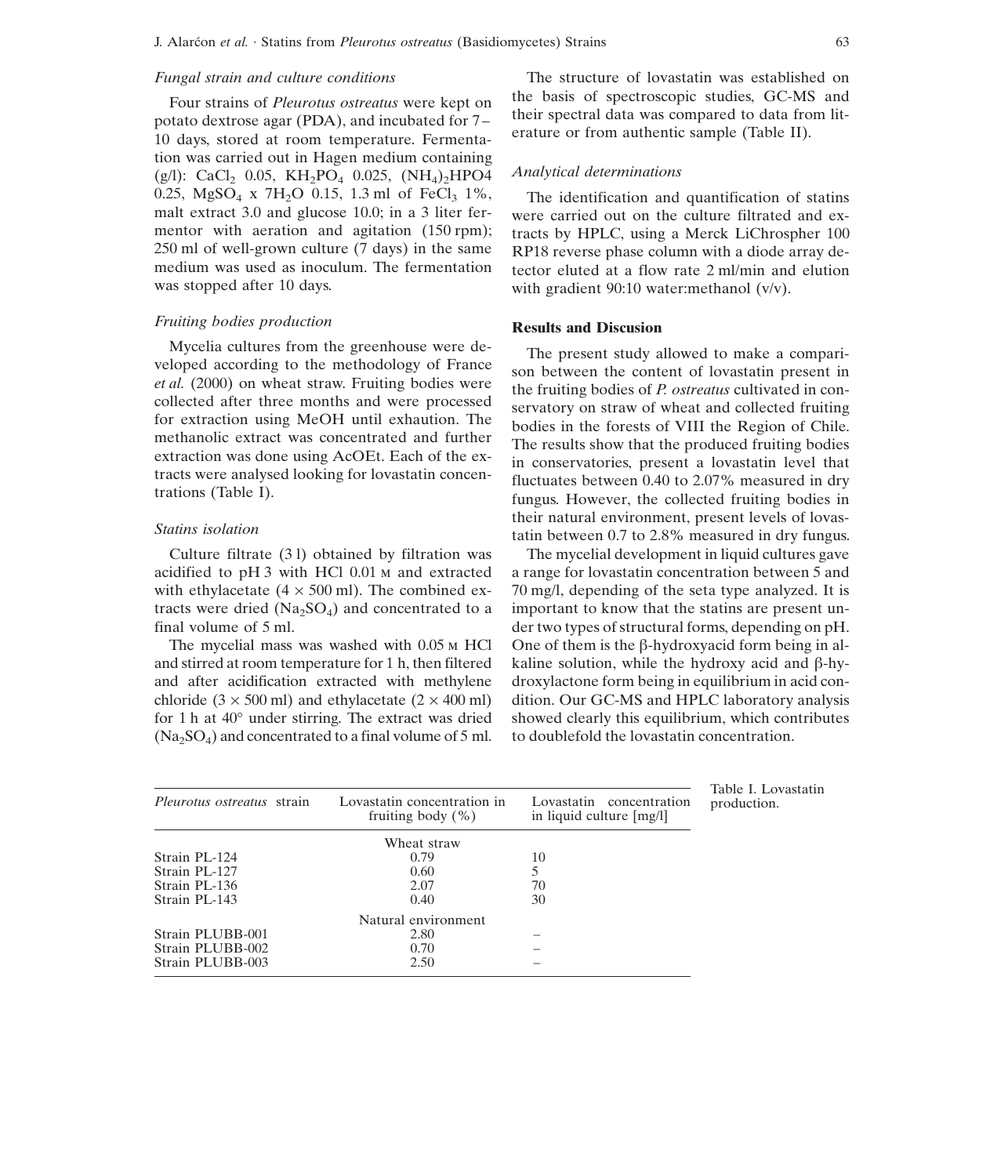### *Fungal strain and culture conditions*

Four strains of *Pleurotus ostreatus* were kept on potato dextrose agar (PDA), and incubated for 7– 10 days, stored at room temperature. Fermentation was carried out in Hagen medium containing (g/l): $CaCl_2$ 0.05, $KH_2PO_4$ 0.025, $(NH_4)_2HPO4$ 0.25, $MgSO_4$ x $7H_2O$ 0.15, 1.3 ml of $FeCl_3$ 1%, malt extract 3.0 and glucose 10.0; in a 3 liter fermentor with aeration and agitation (150 rpm); 250 ml of well-grown culture (7 days) in the same medium was used as inoculum. The fermentation was stopped after 10 days.

### *Fruiting bodies production*

Mycelia cultures from the greenhouse were developed according to the methodology of France *et al.* (2000) on wheat straw. Fruiting bodies were collected after three months and were processed for extraction using MeOH until exhaution. The methanolic extract was concentrated and further extraction was done using AcOEt. Each of the extracts were analysed looking for lovastatin concentrations (Table I).

### *Statins isolation*

Culture filtrate (3 l) obtained by filtration was acidified to pH 3 with HCl 0.01 M and extracted with ethylacetate (4 × 500 ml). The combined extracts were dried ($Na_2SO_4$) and concentrated to a final volume of 5 ml.

The mycelial mass was washed with 0.05 M HCl and stirred at room temperature for 1 h, then filtered and after acidification extracted with methylene chloride (3 × 500 ml) and ethylacetate (2 × 400 ml) for 1 h at 40° under stirring. The extract was dried ($Na_2SO_4$) and concentrated to a final volume of 5 ml.

The structure of lovastatin was established on the basis of spectroscopic studies, GC-MS and their spectral data was compared to data from literature or from authentic sample (Table II).

### *Analytical determinations*

The identification and quantification of statins were carried out on the culture filtrated and extracts by HPLC, using a Merck LiChrospher 100 RP18 reverse phase column with a diode array detector eluted at a flow rate 2 ml/min and elution with gradient 90:10 water:methanol (v/v).

## Results and Discusion

The present study allowed to make a comparison between the content of lovastatin present in the fruiting bodies of *P. ostreatus* cultivated in conservatory on straw of wheat and collected fruiting bodies in the forests of VIII the Region of Chile. The results show that the produced fruiting bodies in conservatories, present a lovastatin level that fluctuates between 0.40 to 2.07% measured in dry fungus. However, the collected fruiting bodies in their natural environment, present levels of lovastatin between 0.7 to 2.8% measured in dry fungus.

The mycelial development in liquid cultures gave a range for lovastatin concentration between 5 and 70 mg/l, depending of the seta type analyzed. It is important to know that the statins are present under two types of structural forms, depending on pH. One of them is the β-hydroxyacid form being in alkaline solution, while the hydroxy acid and β-hydroxylactone form being in equilibrium in acid condition. Our GC-MS and HPLC laboratory analysis showed clearly this equilibrium, which contributes to doublefold the lovastatin concentration.

Table I. Lovastatin production.

| *Pleurotus ostreatus* strain | Lovastatin concentration in fruiting body (%) | Lovastatin concentration in liquid culture [mg/l] |
|---|---|---|
| | Wheat straw | |
| Strain PL-124 | 0.79 | 10 |
| Strain PL-127 | 0.60 | 5 |
| Strain PL-136 | 2.07 | 70 |
| Strain PL-143 | 0.40 | 30 |
| | Natural environment | |
| Strain PLUBB-001 | 2.80 | – |
| Strain PLUBB-002 | 0.70 | – |
| Strain PLUBB-003 | 2.50 | – |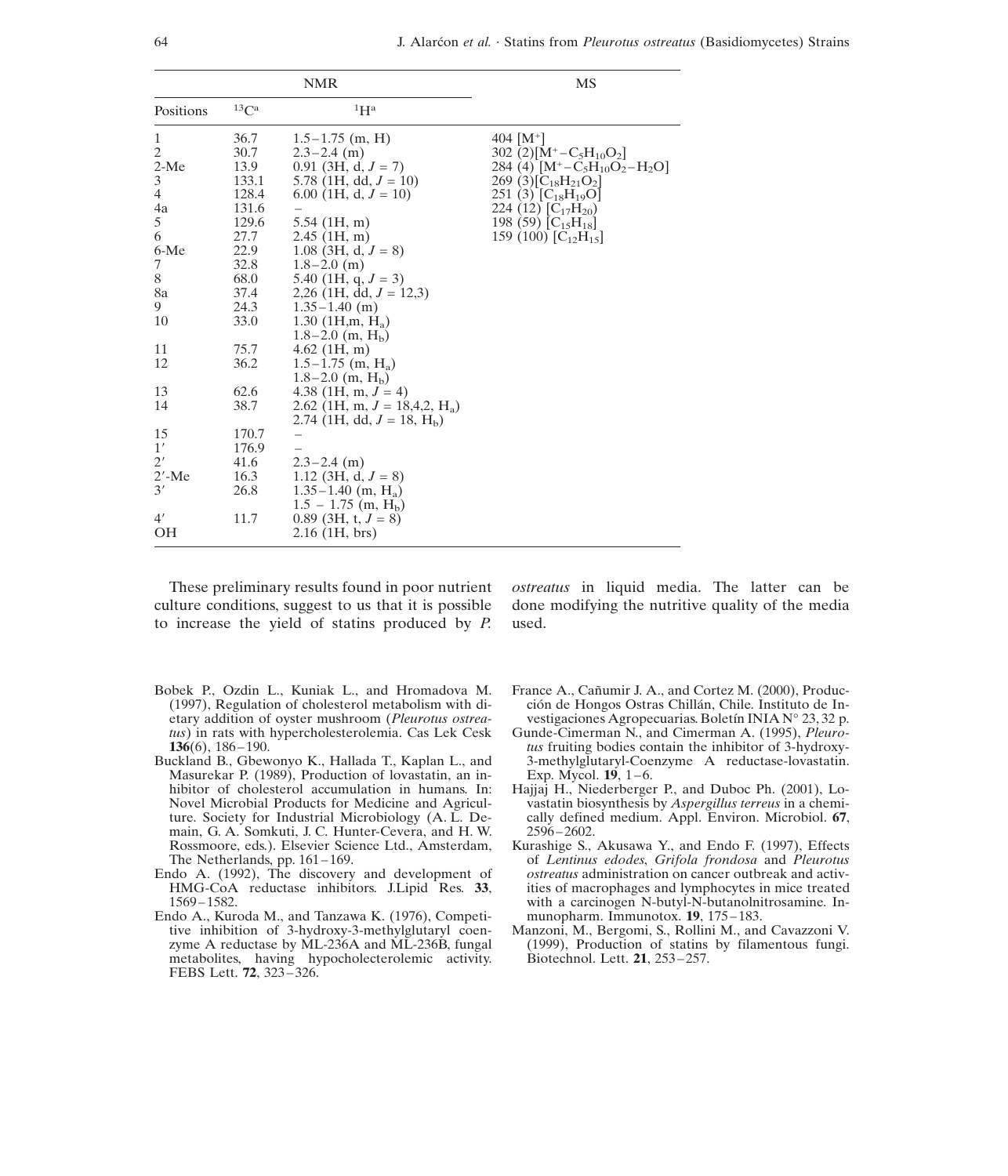| NMR | | | MS |
|---|---|---|---|
| Positions | $^{13}C^{a}$ | $^{1}H^{a}$ | |
| 1 | 36.7 | 1.5–1.75 (m, H) | 404 [$M^+$] |
| 2 | 30.7 | 2.3–2.4 (m) | 302 (2)[$M^+ - C_5H_{10}O_2$] |
| 2-Me | 13.9 | 0.91 (3H, d, $J$ = 7) | 284 (4) [$M^+ - C_5H_{10}O_2 - H_2O$] |
| 3 | 133.1 | 5.78 (1H, dd, $J$ = 10) | 269 (3)[$C_{18}H_{21}O_2$] |
| 4 | 128.4 | 6.00 (1H, d, $J$ = 10) | 251 (3) [$C_{18}H_{19}O$] |
| 4a | 131.6 | – | 224 (12) [$C_{17}H_{20}$] |
| 5 | 129.6 | 5.54 (1H, m) | 198 (59) [$C_{15}H_{18}$] |
| 6 | 27.7 | 2.45 (1H, m) | 159 (100) [$C_{12}H_{15}$] |
| 6-Me | 22.9 | 1.08 (3H, d, $J$ = 8) | |
| 7 | 32.8 | 1.8–2.0 (m) | |
| 8 | 68.0 | 5.40 (1H, q, $J$ = 3) | |
| 8a | 37.4 | 2.26 (1H, dd, $J$ = 12,3) | |
| 9 | 24.3 | 1.35–1.40 (m) | |
| 10 | 33.0 | 1.30 (1H,m, $H_a$)<br>1.8–2.0 (m, $H_b$) | |
| 11 | 75.7 | 4.62 (1H, m) | |
| 12 | 36.2 | 1.5–1.75 (m, $H_a$)<br>1.8–2.0 (m, $H_b$) | |
| 13 | 62.6 | 4.38 (1H, m, $J$ = 4) | |
| 14 | 38.7 | 2.62 (1H, m, $J$ = 18,4,2, $H_a$)<br>2.74 (1H, dd, $J$ = 18, $H_b$) | |
| 15 | 170.7 | – | |
| 1′ | 176.9 | – | |
| 2′ | 41.6 | 2.3–2.4 (m) | |
| 2′-Me | 16.3 | 1.12 (3H, d, $J$ = 8) | |
| 3′ | 26.8 | 1.35–1.40 (m, $H_a$)<br>1.5 – 1.75 (m, $H_b$) | |
| 4′ | 11.7 | 0.89 (3H, t, $J$ = 8) | |
| OH | | 2.16 (1H, brs) | |

These preliminary results found in poor nutrient culture conditions, suggest to us that it is possible to increase the yield of statins produced by *P. ostreatus* in liquid media. The latter can be done modifying the nutritive quality of the media used.

Bobek P., Ozdin L., Kuniak L., and Hromadova M. (1997), Regulation of cholesterol metabolism with dietary addition of oyster mushroom (*Pleurotus ostreatus*) in rats with hypercholesterolemia. Cas Lek Cesk **136**(6), 186–190.

Buckland B., Gbewonyo K., Hallada T., Kaplan L., and Masurekar P. (1989), Production of lovastatin, an inhibitor of cholesterol accumulation in humans. In: Novel Microbial Products for Medicine and Agriculture. Society for Industrial Microbiology (A. L. Demain, G. A. Somkuti, J. C. Hunter-Cevera, and H. W. Rossmoore, eds.). Elsevier Science Ltd., Amsterdam, The Netherlands, pp. 161–169.

Endo A. (1992), The discovery and development of HMG-CoA reductase inhibitors. J.Lipid Res. **33**, 1569–1582.

Endo A., Kuroda M., and Tanzawa K. (1976), Competitive inhibition of 3-hydroxy-3-methylglutaryl coenzyme A reductase by ML-236A and ML-236B, fungal metabolites, having hypocholecterolemic activity. FEBS Lett. **72**, 323–326.

France A., Cañumir J. A., and Cortez M. (2000), Producción de Hongos Ostras Chillán, Chile. Instituto de Investigaciones Agropecuarias. Boletín INIA N° 23, 32 p.

Gunde-Cimerman N., and Cimerman A. (1995), *Pleurotus* fruiting bodies contain the inhibitor of 3-hydroxy-3-methylglutaryl-Coenzyme A reductase-lovastatin. Exp. Mycol. **19**, 1–6.

Hajjaj H., Niederberger P., and Duboc Ph. (2001), Lovastatin biosynthesis by *Aspergillus terreus* in a chemically defined medium. Appl. Environ. Microbiol. **67**, 2596–2602.

Kurashige S., Akusawa Y., and Endo F. (1997), Effects of *Lentinus edodes*, *Grifola frondosa* and *Pleurotus ostreatus* administration on cancer outbreak and activities of macrophages and lymphocytes in mice treated with a carcinogen N-butyl-N-butanolnitrosamine. Inmunopharm. Immunotox. **19**, 175–183.

Manzoni, M., Bergomi, S., Rollini M., and Cavazzoni V. (1999), Production of statins by filamentous fungi. Biotechnol. Lett. **21**, 253–257.